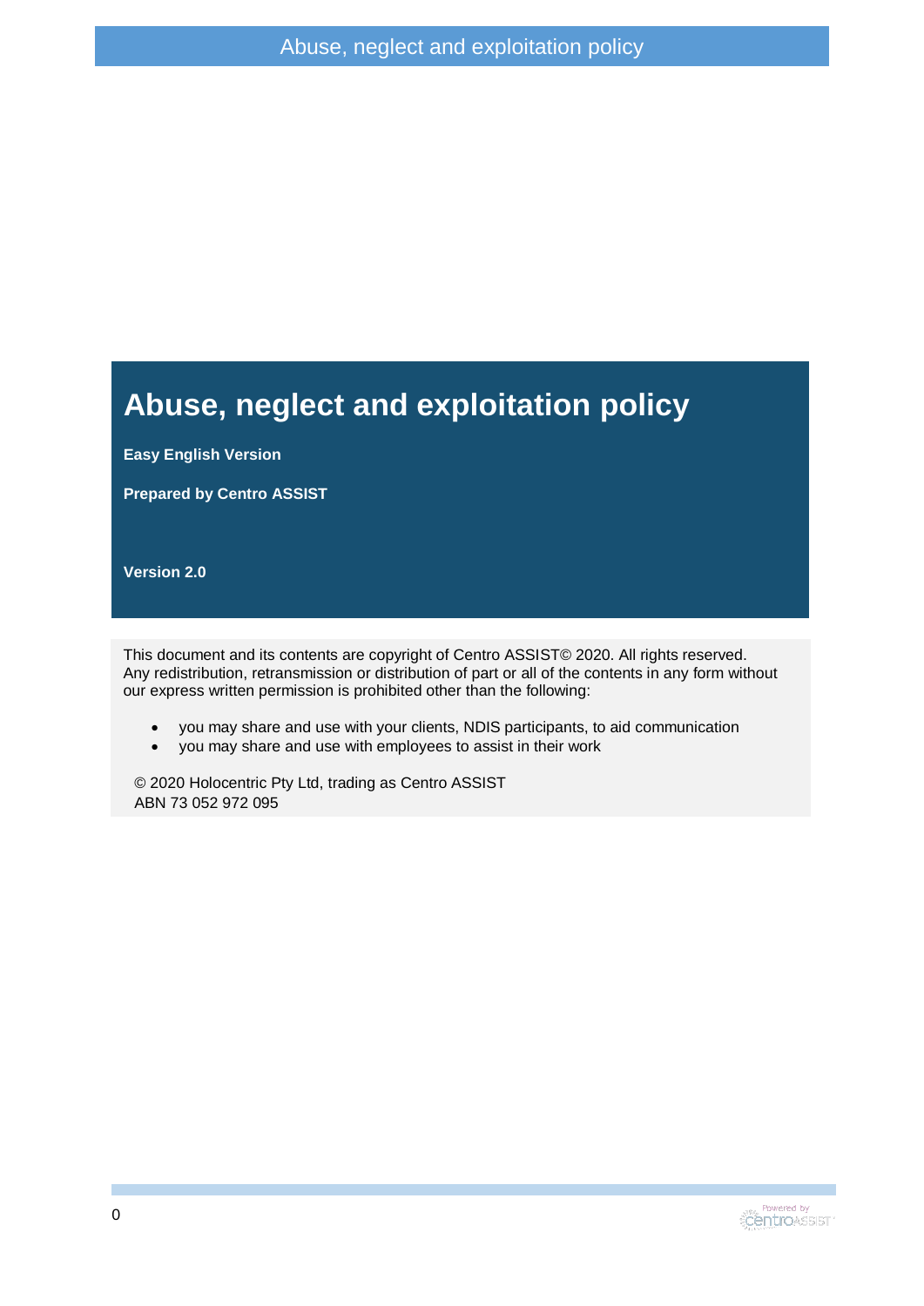# Abuse, neglect and exploitation policy

**Easy English Version**

**Prepared by Centro ASSIST**

**Version 2.0**

This document and its contents are copyright of Centro ASSIST© 2020. All rights reserved. Any redistribution, retransmission or distribution of part or all of the contents in any form without our express written permission is prohibited other than the following:

- you may share and use with your clients, NDIS participants, to aid communication
- you may share and use with employees to assist in their work

© 2020 Holocentric Pty Ltd, trading as Centro ASSIST
ABN 73 052 972 095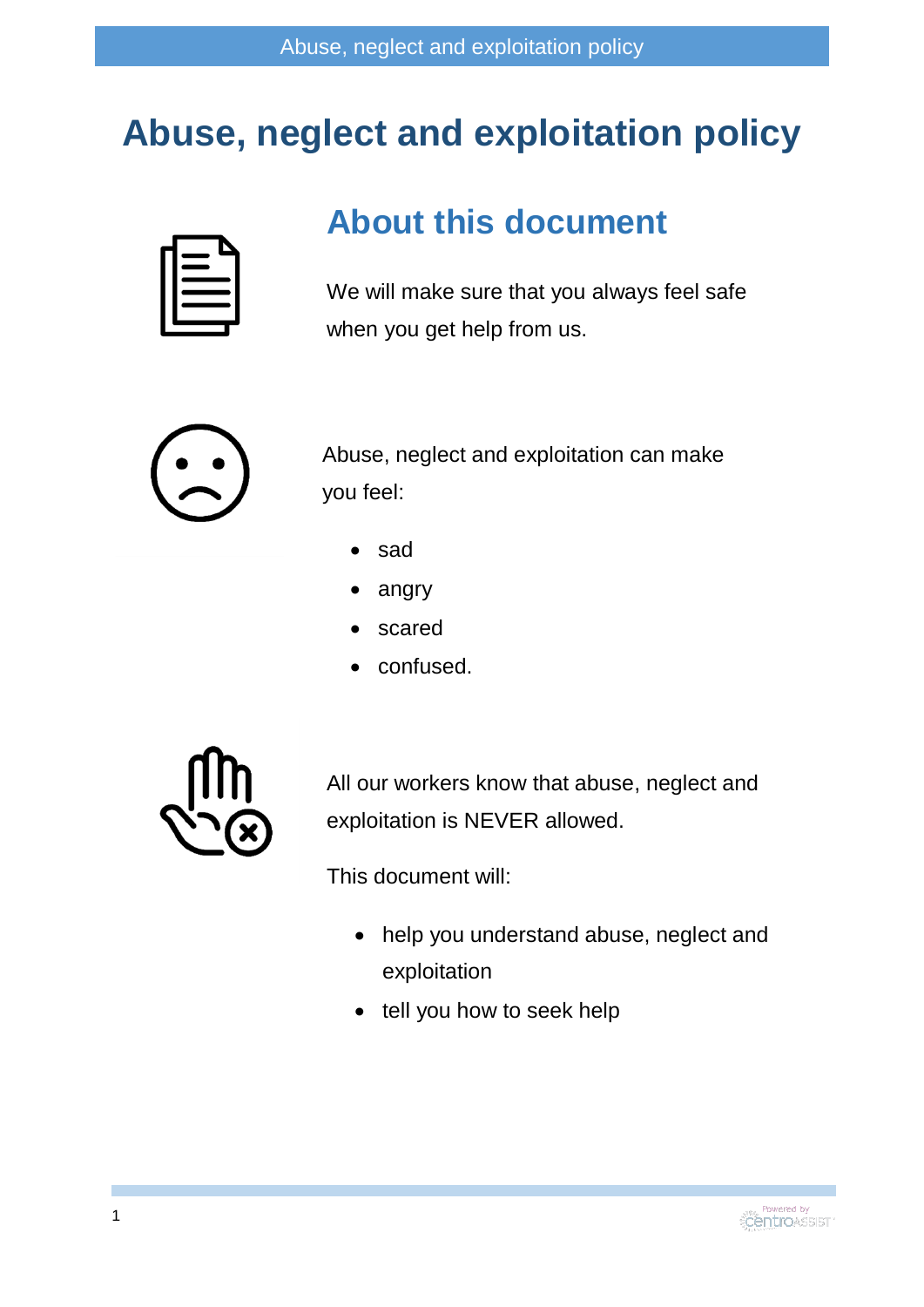# Abuse, neglect and exploitation policy

## About this document

We will make sure that you always feel safe when you get help from us.

Abuse, neglect and exploitation can make you feel:

- sad
- angry
- scared
- confused.

All our workers know that abuse, neglect and exploitation is NEVER allowed.

This document will:

- help you understand abuse, neglect and exploitation
- tell you how to seek help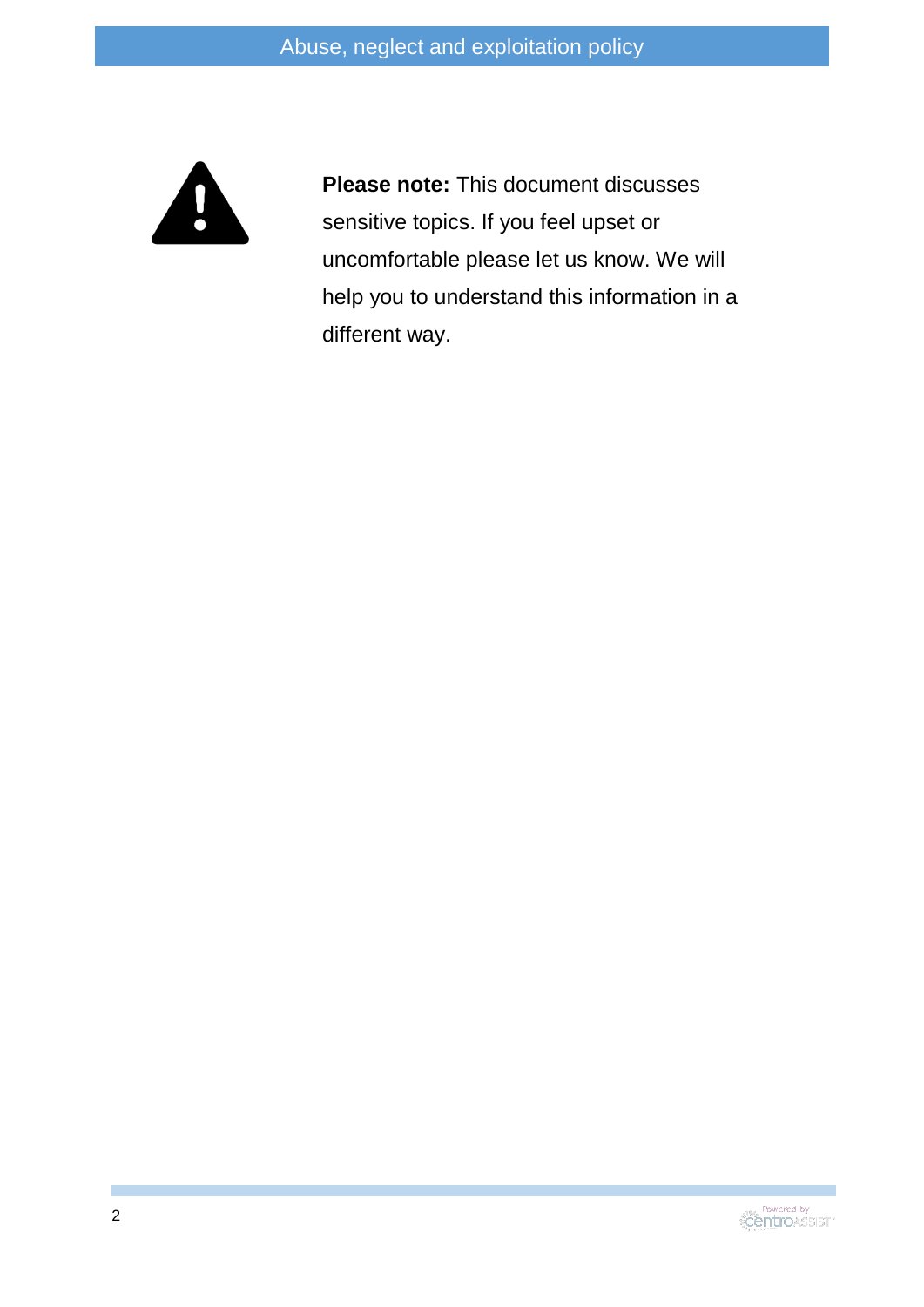**Please note:** This document discusses sensitive topics. If you feel upset or uncomfortable please let us know. We will help you to understand this information in a different way.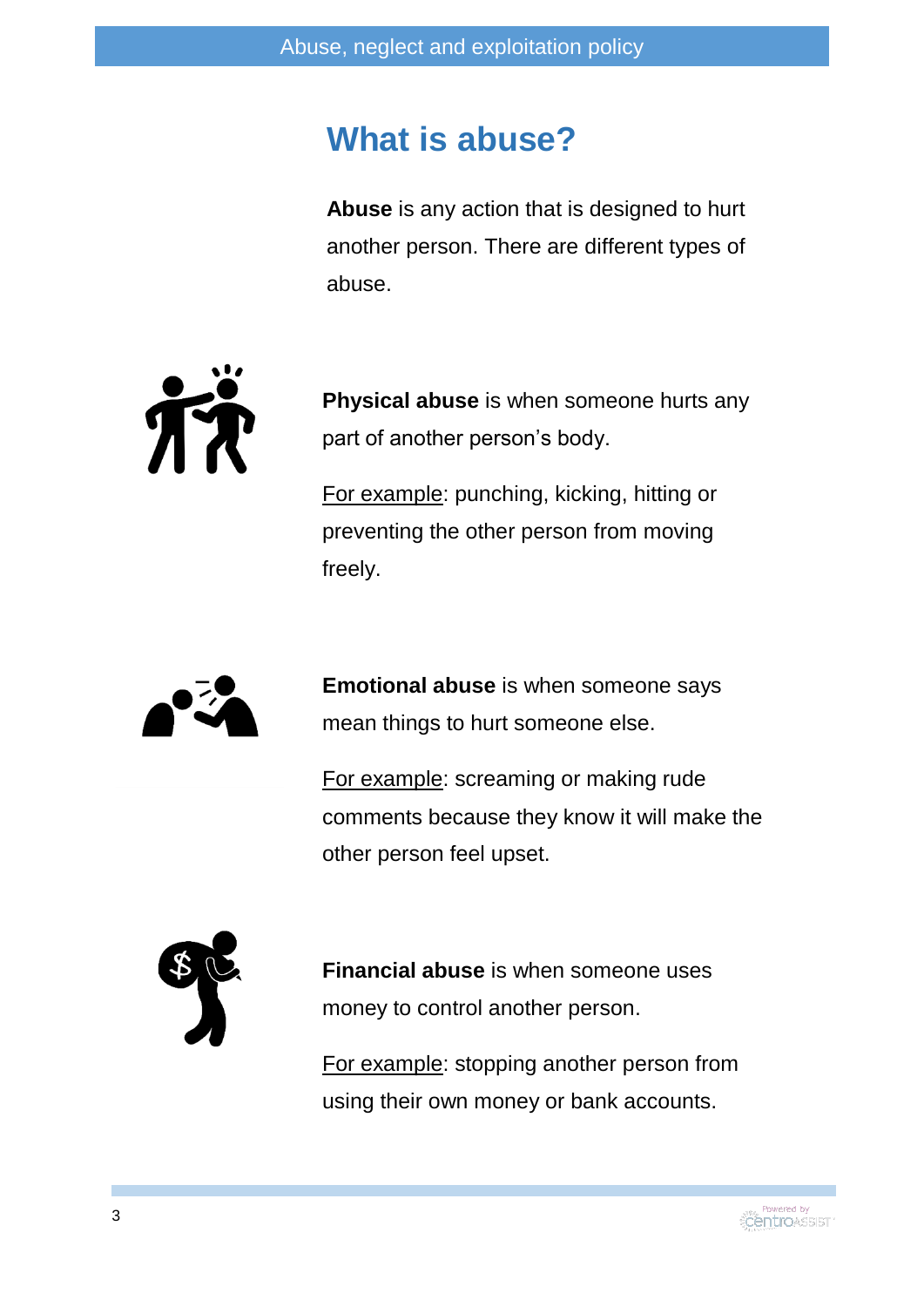# What is abuse?

**Abuse** is any action that is designed to hurt another person. There are different types of abuse.

**Physical abuse** is when someone hurts any part of another person's body.

For example: punching, kicking, hitting or preventing the other person from moving freely.

**Emotional abuse** is when someone says mean things to hurt someone else.

For example: screaming or making rude comments because they know it will make the other person feel upset.

**Financial abuse** is when someone uses money to control another person.

For example: stopping another person from using their own money or bank accounts.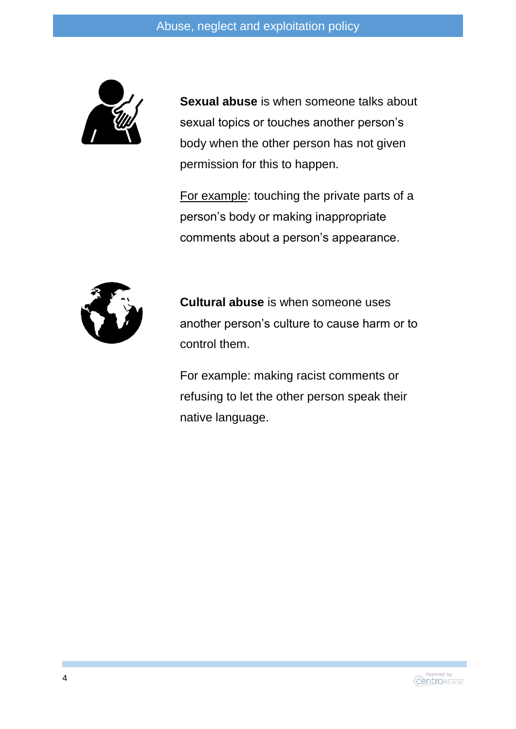**Sexual abuse** is when someone talks about sexual topics or touches another person's body when the other person has not given permission for this to happen.

<u>For example</u>: touching the private parts of a person's body or making inappropriate comments about a person's appearance.

**Cultural abuse** is when someone uses another person's culture to cause harm or to control them.

For example: making racist comments or refusing to let the other person speak their native language.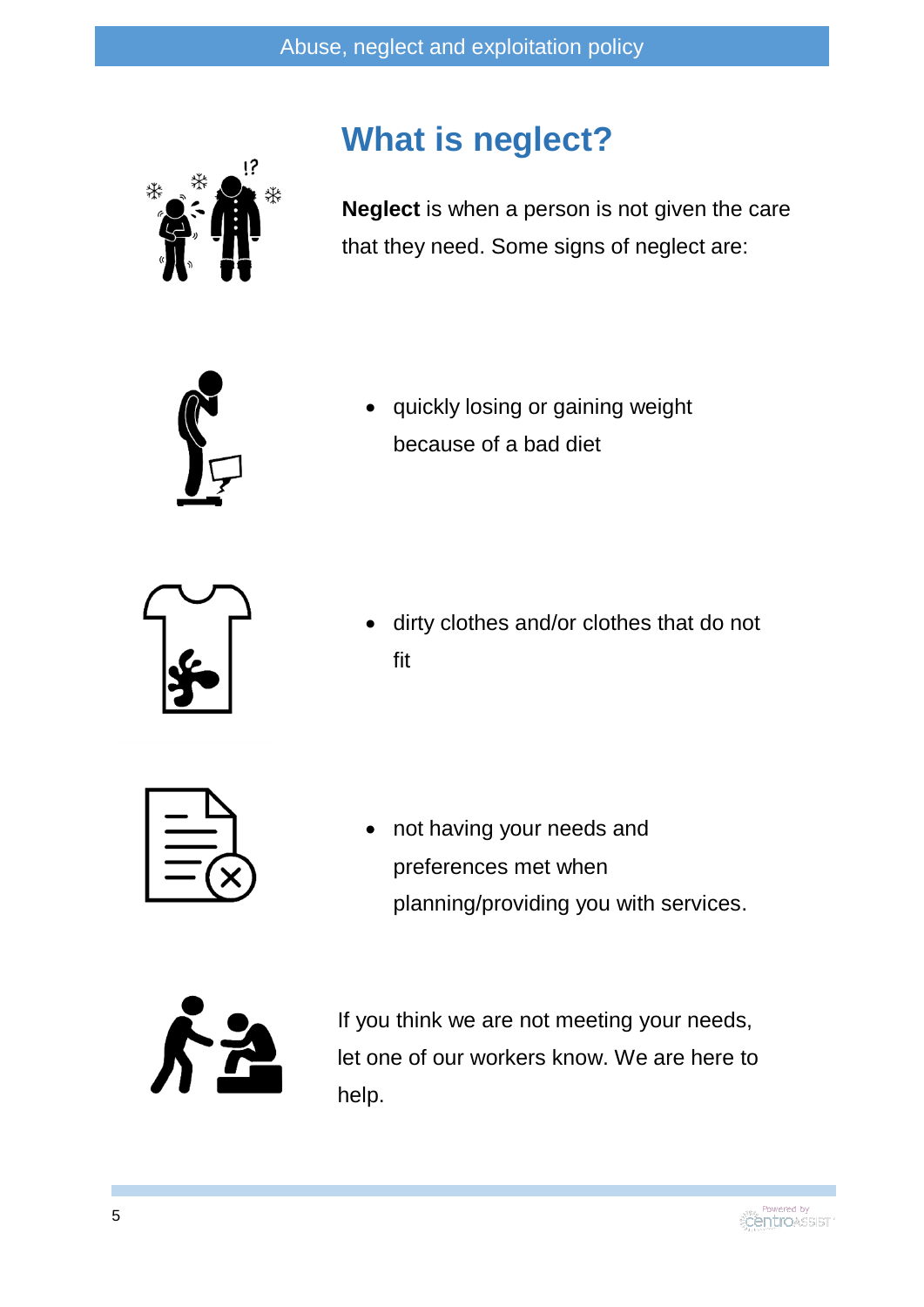# What is neglect?

**Neglect** is when a person is not given the care that they need. Some signs of neglect are:

- quickly losing or gaining weight because of a bad diet
- dirty clothes and/or clothes that do not fit
- not having your needs and preferences met when planning/providing you with services.

If you think we are not meeting your needs, let one of our workers know. We are here to help.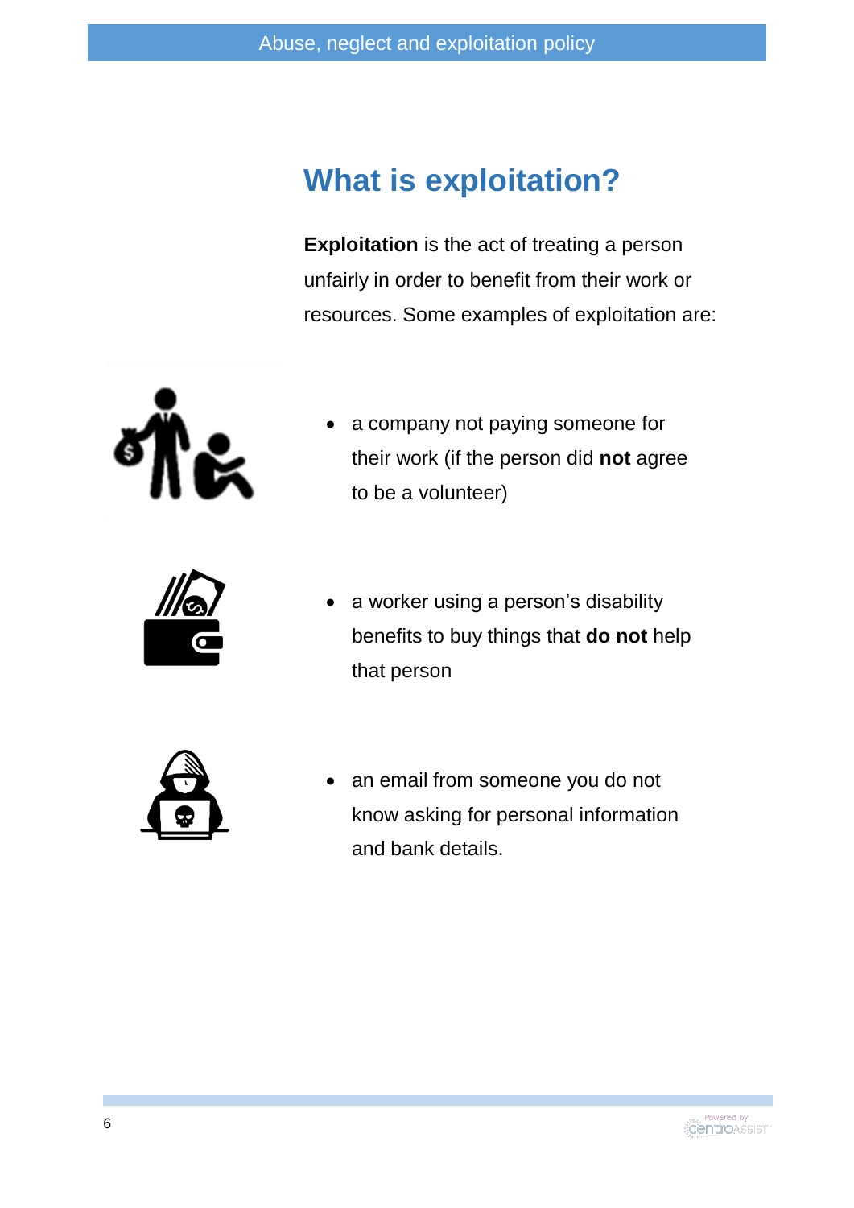# What is exploitation?

**Exploitation** is the act of treating a person unfairly in order to benefit from their work or resources. Some examples of exploitation are:

- a company not paying someone for their work (if the person did **not** agree to be a volunteer)
- a worker using a person's disability benefits to buy things that **do not** help that person
- an email from someone you do not know asking for personal information and bank details.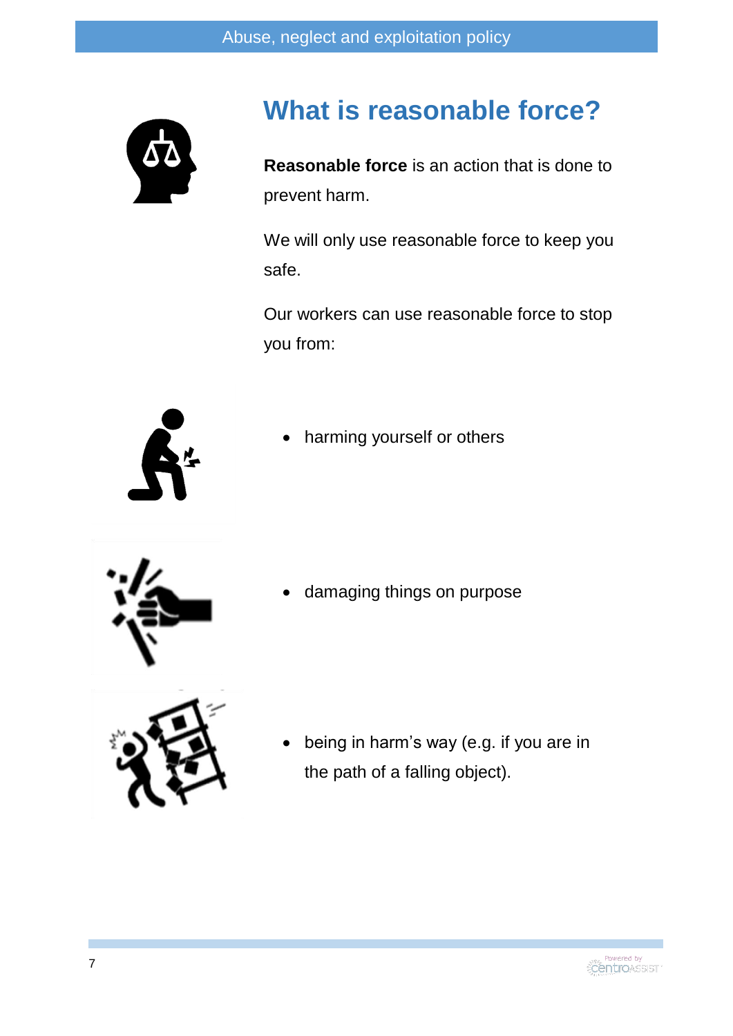# What is reasonable force?

**Reasonable force** is an action that is done to prevent harm.

We will only use reasonable force to keep you safe.

Our workers can use reasonable force to stop you from:

- harming yourself or others
- damaging things on purpose
- being in harm's way (e.g. if you are in the path of a falling object).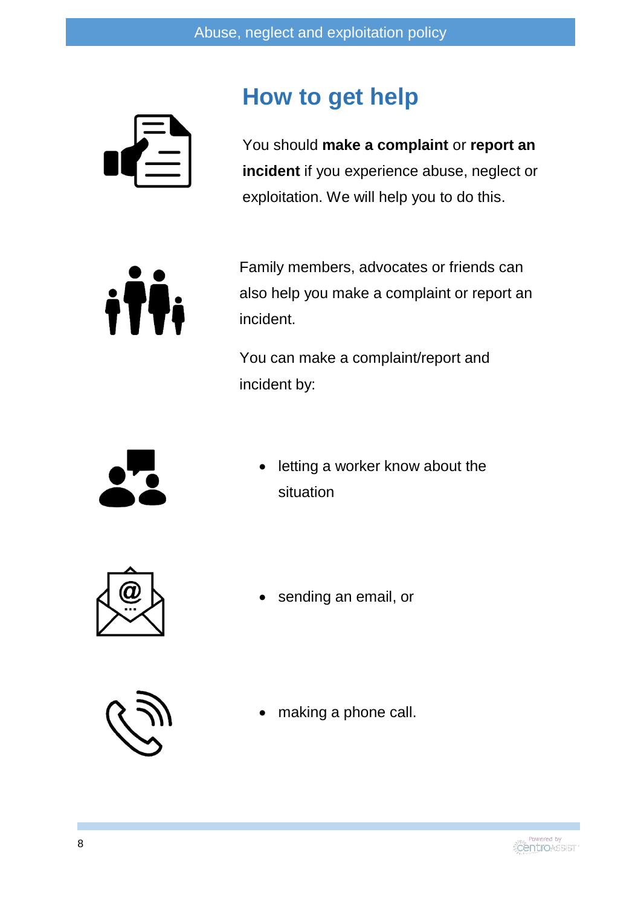## How to get help

You should **make a complaint** or **report an incident** if you experience abuse, neglect or exploitation. We will help you to do this.

Family members, advocates or friends can also help you make a complaint or report an incident.

You can make a complaint/report and incident by:

- letting a worker know about the situation
- sending an email, or
- making a phone call.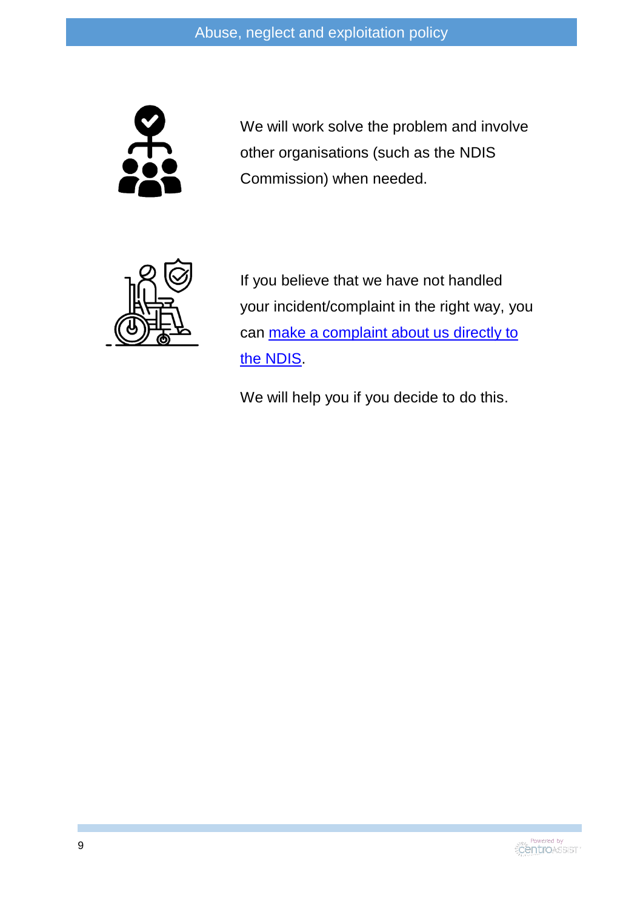We will work solve the problem and involve other organisations (such as the NDIS Commission) when needed.

If you believe that we have not handled your incident/complaint in the right way, you can make a complaint about us directly to the NDIS.

We will help you if you decide to do this.